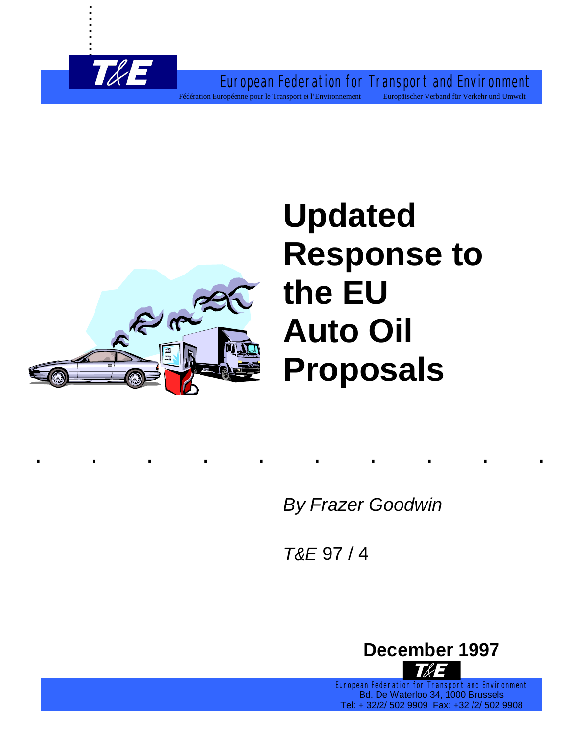T&E

European Federation for Transport and Environment

Fédération Européenne pour le Transport et l'Environnement    Europäischer Verband für Verkehr und Umwelt

# Updated Response to the EU Auto Oil Proposals

*By Frazer Goodwin*

*T&E* 97 / 4

**December 1997**

T&E

European Federation for Transport and Environment
Bd. De Waterloo 34, 1000 Brussels
Tel: + 32/2/ 502 9909  Fax: +32 /2/ 502 9908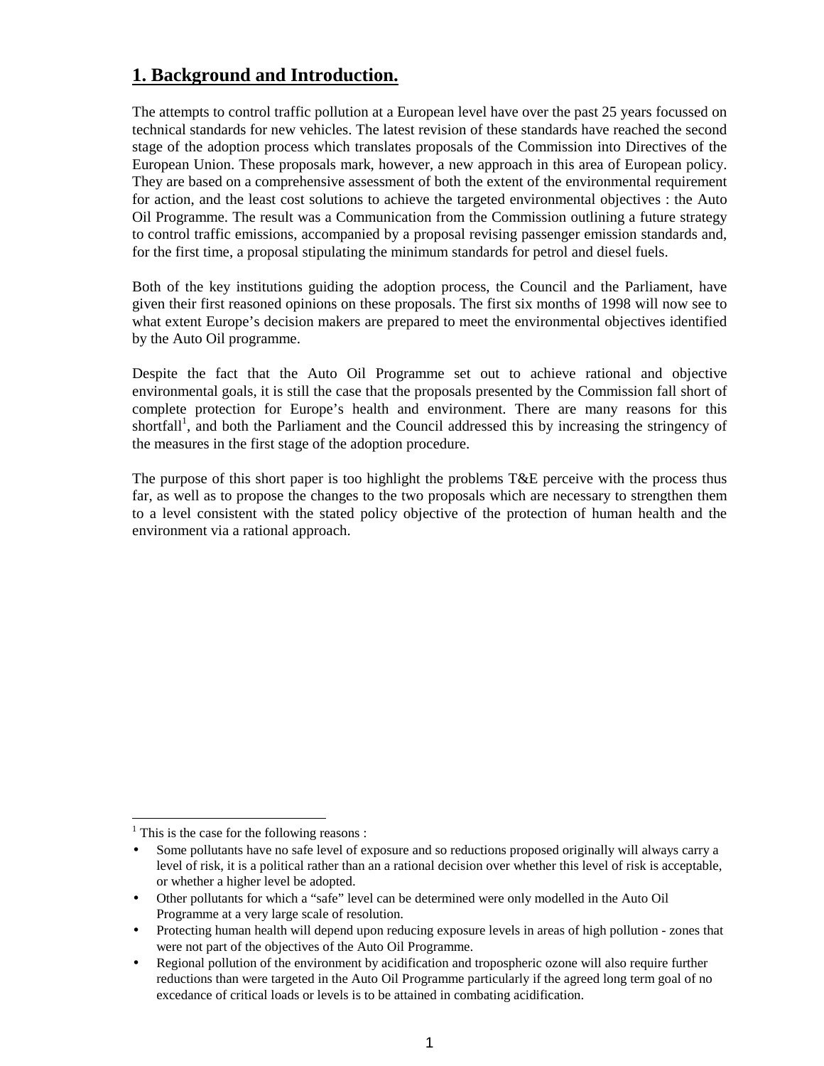## 1. Background and Introduction.

The attempts to control traffic pollution at a European level have over the past 25 years focussed on technical standards for new vehicles. The latest revision of these standards have reached the second stage of the adoption process which translates proposals of the Commission into Directives of the European Union. These proposals mark, however, a new approach in this area of European policy. They are based on a comprehensive assessment of both the extent of the environmental requirement for action, and the least cost solutions to achieve the targeted environmental objectives : the Auto Oil Programme. The result was a Communication from the Commission outlining a future strategy to control traffic emissions, accompanied by a proposal revising passenger emission standards and, for the first time, a proposal stipulating the minimum standards for petrol and diesel fuels.

Both of the key institutions guiding the adoption process, the Council and the Parliament, have given their first reasoned opinions on these proposals. The first six months of 1998 will now see to what extent Europe's decision makers are prepared to meet the environmental objectives identified by the Auto Oil programme.

Despite the fact that the Auto Oil Programme set out to achieve rational and objective environmental goals, it is still the case that the proposals presented by the Commission fall short of complete protection for Europe's health and environment. There are many reasons for this shortfall[1], and both the Parliament and the Council addressed this by increasing the stringency of the measures in the first stage of the adoption procedure.

The purpose of this short paper is too highlight the problems T&E perceive with the process thus far, as well as to propose the changes to the two proposals which are necessary to strengthen them to a level consistent with the stated policy objective of the protection of human health and the environment via a rational approach.

---

[1] This is the case for the following reasons :

- Some pollutants have no safe level of exposure and so reductions proposed originally will always carry a level of risk, it is a political rather than an a rational decision over whether this level of risk is acceptable, or whether a higher level be adopted.
- Other pollutants for which a "safe" level can be determined were only modelled in the Auto Oil Programme at a very large scale of resolution.
- Protecting human health will depend upon reducing exposure levels in areas of high pollution - zones that were not part of the objectives of the Auto Oil Programme.
- Regional pollution of the environment by acidification and tropospheric ozone will also require further reductions than were targeted in the Auto Oil Programme particularly if the agreed long term goal of no excedance of critical loads or levels is to be attained in combating acidification.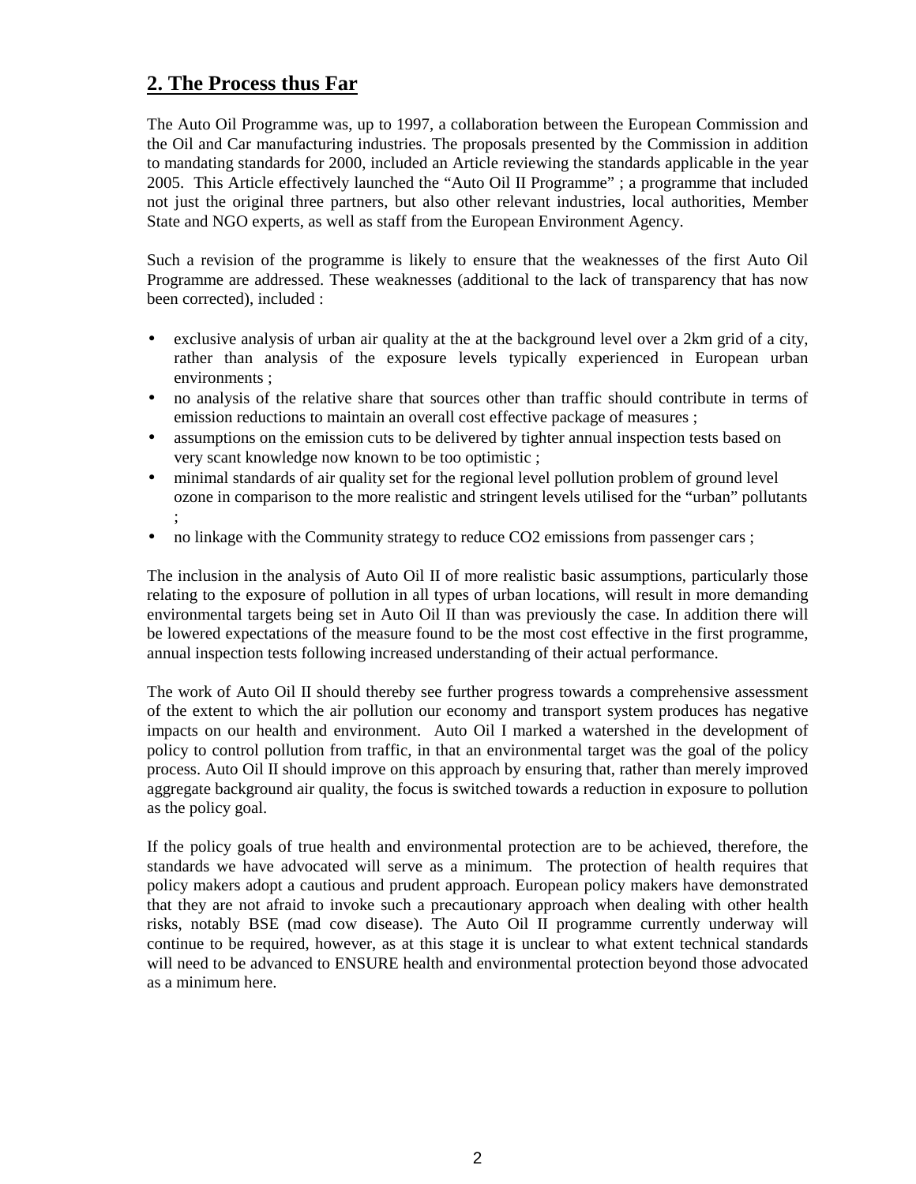## 2. The Process thus Far

The Auto Oil Programme was, up to 1997, a collaboration between the European Commission and the Oil and Car manufacturing industries. The proposals presented by the Commission in addition to mandating standards for 2000, included an Article reviewing the standards applicable in the year 2005. This Article effectively launched the "Auto Oil II Programme" ; a programme that included not just the original three partners, but also other relevant industries, local authorities, Member State and NGO experts, as well as staff from the European Environment Agency.

Such a revision of the programme is likely to ensure that the weaknesses of the first Auto Oil Programme are addressed. These weaknesses (additional to the lack of transparency that has now been corrected), included :

- exclusive analysis of urban air quality at the at the background level over a 2km grid of a city, rather than analysis of the exposure levels typically experienced in European urban environments ;
- no analysis of the relative share that sources other than traffic should contribute in terms of emission reductions to maintain an overall cost effective package of measures ;
- assumptions on the emission cuts to be delivered by tighter annual inspection tests based on very scant knowledge now known to be too optimistic ;
- minimal standards of air quality set for the regional level pollution problem of ground level ozone in comparison to the more realistic and stringent levels utilised for the "urban" pollutants ;
- no linkage with the Community strategy to reduce $CO_2$ emissions from passenger cars ;

The inclusion in the analysis of Auto Oil II of more realistic basic assumptions, particularly those relating to the exposure of pollution in all types of urban locations, will result in more demanding environmental targets being set in Auto Oil II than was previously the case. In addition there will be lowered expectations of the measure found to be the most cost effective in the first programme, annual inspection tests following increased understanding of their actual performance.

The work of Auto Oil II should thereby see further progress towards a comprehensive assessment of the extent to which the air pollution our economy and transport system produces has negative impacts on our health and environment. Auto Oil I marked a watershed in the development of policy to control pollution from traffic, in that an environmental target was the goal of the policy process. Auto Oil II should improve on this approach by ensuring that, rather than merely improved aggregate background air quality, the focus is switched towards a reduction in exposure to pollution as the policy goal.

If the policy goals of true health and environmental protection are to be achieved, therefore, the standards we have advocated will serve as a minimum. The protection of health requires that policy makers adopt a cautious and prudent approach. European policy makers have demonstrated that they are not afraid to invoke such a precautionary approach when dealing with other health risks, notably BSE (mad cow disease). The Auto Oil II programme currently underway will continue to be required, however, as at this stage it is unclear to what extent technical standards will need to be advanced to ENSURE health and environmental protection beyond those advocated as a minimum here.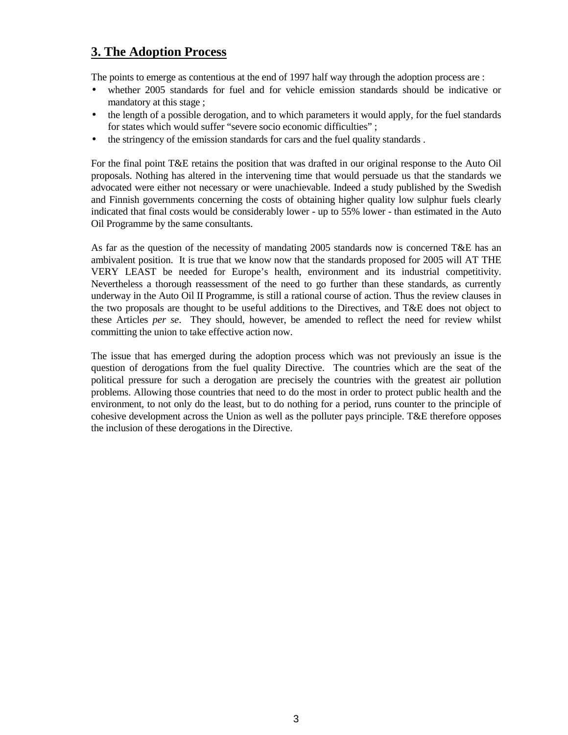## 3. The Adoption Process

The points to emerge as contentious at the end of 1997 half way through the adoption process are :

- whether 2005 standards for fuel and for vehicle emission standards should be indicative or mandatory at this stage ;
- the length of a possible derogation, and to which parameters it would apply, for the fuel standards for states which would suffer "severe socio economic difficulties" ;
- the stringency of the emission standards for cars and the fuel quality standards .

For the final point T&E retains the position that was drafted in our original response to the Auto Oil proposals. Nothing has altered in the intervening time that would persuade us that the standards we advocated were either not necessary or were unachievable. Indeed a study published by the Swedish and Finnish governments concerning the costs of obtaining higher quality low sulphur fuels clearly indicated that final costs would be considerably lower - up to 55% lower - than estimated in the Auto Oil Programme by the same consultants.

As far as the question of the necessity of mandating 2005 standards now is concerned T&E has an ambivalent position. It is true that we know now that the standards proposed for 2005 will AT THE VERY LEAST be needed for Europe's health, environment and its industrial competitivity. Nevertheless a thorough reassessment of the need to go further than these standards, as currently underway in the Auto Oil II Programme, is still a rational course of action. Thus the review clauses in the two proposals are thought to be useful additions to the Directives, and T&E does not object to these Articles *per se*. They should, however, be amended to reflect the need for review whilst committing the union to take effective action now.

The issue that has emerged during the adoption process which was not previously an issue is the question of derogations from the fuel quality Directive. The countries which are the seat of the political pressure for such a derogation are precisely the countries with the greatest air pollution problems. Allowing those countries that need to do the most in order to protect public health and the environment, to not only do the least, but to do nothing for a period, runs counter to the principle of cohesive development across the Union as well as the polluter pays principle. T&E therefore opposes the inclusion of these derogations in the Directive.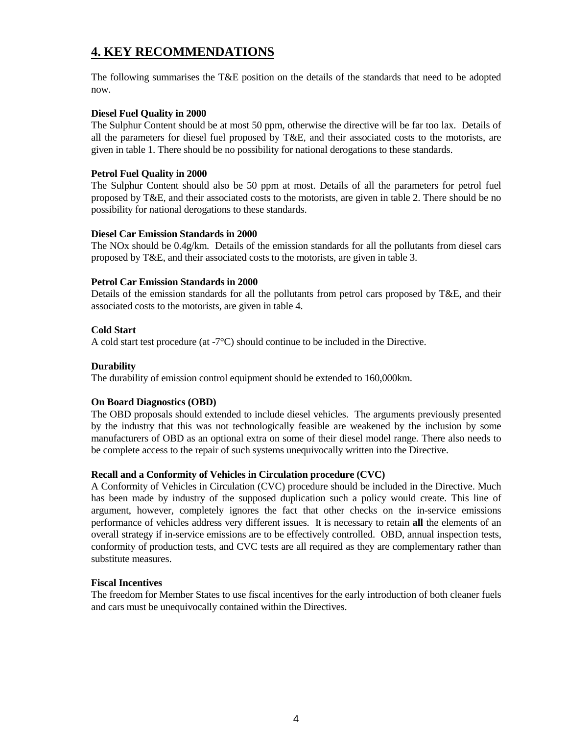# 4. KEY RECOMMENDATIONS

The following summarises the T&E position on the details of the standards that need to be adopted now.

**Diesel Fuel Quality in 2000**

The Sulphur Content should be at most 50 ppm, otherwise the directive will be far too lax. Details of all the parameters for diesel fuel proposed by T&E, and their associated costs to the motorists, are given in table 1. There should be no possibility for national derogations to these standards.

**Petrol Fuel Quality in 2000**

The Sulphur Content should also be 50 ppm at most. Details of all the parameters for petrol fuel proposed by T&E, and their associated costs to the motorists, are given in table 2. There should be no possibility for national derogations to these standards.

**Diesel Car Emission Standards in 2000**

The NOx should be 0.4g/km. Details of the emission standards for all the pollutants from diesel cars proposed by T&E, and their associated costs to the motorists, are given in table 3.

**Petrol Car Emission Standards in 2000**

Details of the emission standards for all the pollutants from petrol cars proposed by T&E, and their associated costs to the motorists, are given in table 4.

**Cold Start**

A cold start test procedure (at -7°C) should continue to be included in the Directive.

**Durability**

The durability of emission control equipment should be extended to 160,000km.

**On Board Diagnostics (OBD)**

The OBD proposals should extended to include diesel vehicles. The arguments previously presented by the industry that this was not technologically feasible are weakened by the inclusion by some manufacturers of OBD as an optional extra on some of their diesel model range. There also needs to be complete access to the repair of such systems unequivocally written into the Directive.

**Recall and a Conformity of Vehicles in Circulation procedure (CVC)**

A Conformity of Vehicles in Circulation (CVC) procedure should be included in the Directive. Much has been made by industry of the supposed duplication such a policy would create. This line of argument, however, completely ignores the fact that other checks on the in-service emissions performance of vehicles address very different issues. It is necessary to retain **all** the elements of an overall strategy if in-service emissions are to be effectively controlled. OBD, annual inspection tests, conformity of production tests, and CVC tests are all required as they are complementary rather than substitute measures.

**Fiscal Incentives**

The freedom for Member States to use fiscal incentives for the early introduction of both cleaner fuels and cars must be unequivocally contained within the Directives.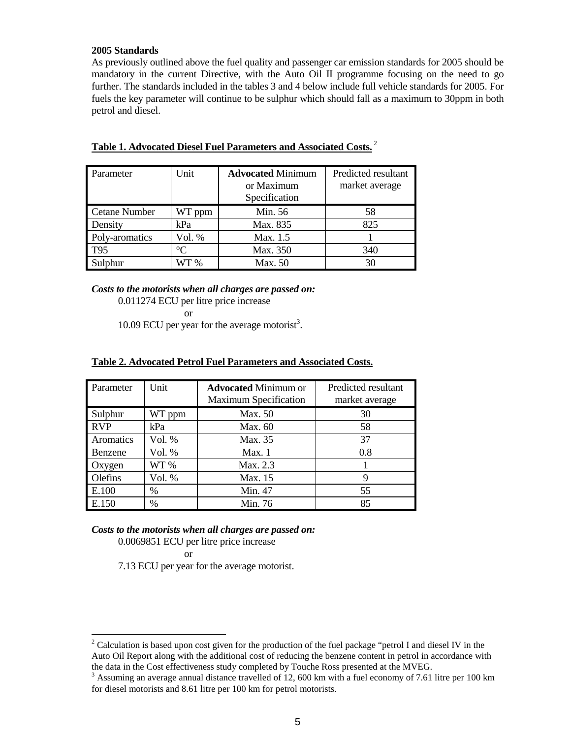**2005 Standards**

As previously outlined above the fuel quality and passenger car emission standards for 2005 should be mandatory in the current Directive, with the Auto Oil II programme focusing on the need to go further. The standards included in the tables 3 and 4 below include full vehicle standards for 2005. For fuels the key parameter will continue to be sulphur which should fall as a maximum to 30ppm in both petrol and diesel.

**Table 1. Advocated Diesel Fuel Parameters and Associated Costs.** [2]

| Parameter | Unit | **Advocated** Minimum or Maximum Specification | Predicted resultant market average |
|---|---|---|---|
| Cetane Number | WT ppm | Min. 56 | 58 |
| Density | kPa | Max. 835 | 825 |
| Poly-aromatics | Vol. % | Max. 1.5 | 1 |
| T95 | °C | Max. 350 | 340 |
| Sulphur | WT % | Max. 50 | 30 |

***Costs to the motorists when all charges are passed on:***

0.011274 ECU per litre price increase

or

10.09 ECU per year for the average motorist[3].

**Table 2. Advocated Petrol Fuel Parameters and Associated Costs.**

| Parameter | Unit | **Advocated** Minimum or Maximum Specification | Predicted resultant market average |
|---|---|---|---|
| Sulphur | WT ppm | Max. 50 | 30 |
| RVP | kPa | Max. 60 | 58 |
| Aromatics | Vol. % | Max. 35 | 37 |
| Benzene | Vol. % | Max. 1 | 0.8 |
| Oxygen | WT % | Max. 2.3 | 1 |
| Olefins | Vol. % | Max. 15 | 9 |
| E.100 | % | Min. 47 | 55 |
| E.150 | % | Min. 76 | 85 |

***Costs to the motorists when all charges are passed on:***

0.0069851 ECU per litre price increase

or

7.13 ECU per year for the average motorist.

---

[2] Calculation is based upon cost given for the production of the fuel package "petrol I and diesel IV in the Auto Oil Report along with the additional cost of reducing the benzene content in petrol in accordance with the data in the Cost effectiveness study completed by Touche Ross presented at the MVEG.

[3] Assuming an average annual distance travelled of 12, 600 km with a fuel economy of 7.61 litre per 100 km for diesel motorists and 8.61 litre per 100 km for petrol motorists.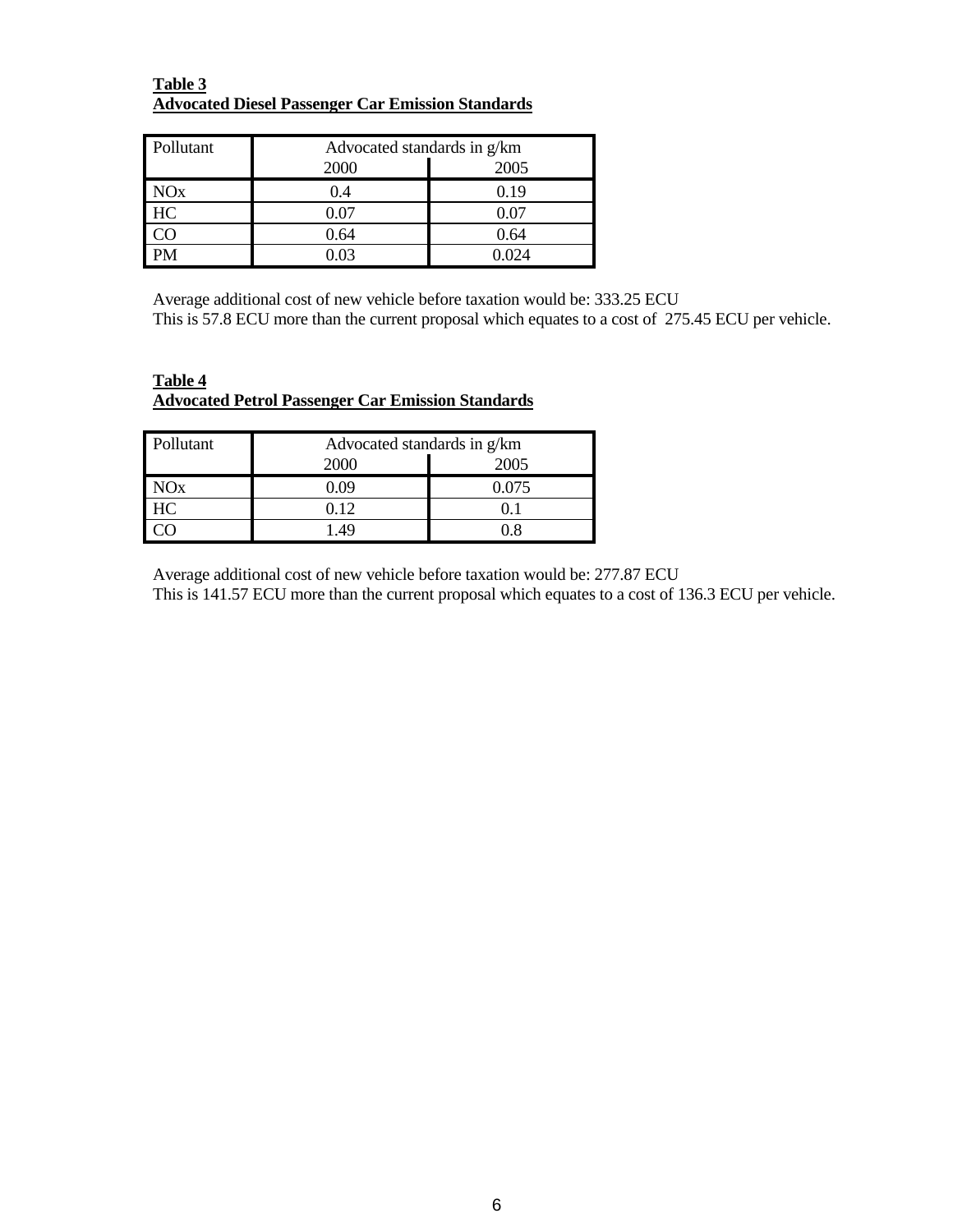**Table 3**
**Advocated Diesel Passenger Car Emission Standards**

| Pollutant | Advocated standards in g/km | |
|---|---|---|
| | 2000 | 2005 |
| NOx | 0.4 | 0.19 |
| HC | 0.07 | 0.07 |
| CO | 0.64 | 0.64 |
| PM | 0.03 | 0.024 |

Average additional cost of new vehicle before taxation would be: 333.25 ECU
This is 57.8 ECU more than the current proposal which equates to a cost of 275.45 ECU per vehicle.

**Table 4**
**Advocated Petrol Passenger Car Emission Standards**

| Pollutant | Advocated standards in g/km | |
|---|---|---|
| | 2000 | 2005 |
| NOx | 0.09 | 0.075 |
| HC | 0.12 | 0.1 |
| CO | 1.49 | 0.8 |

Average additional cost of new vehicle before taxation would be: 277.87 ECU
This is 141.57 ECU more than the current proposal which equates to a cost of 136.3 ECU per vehicle.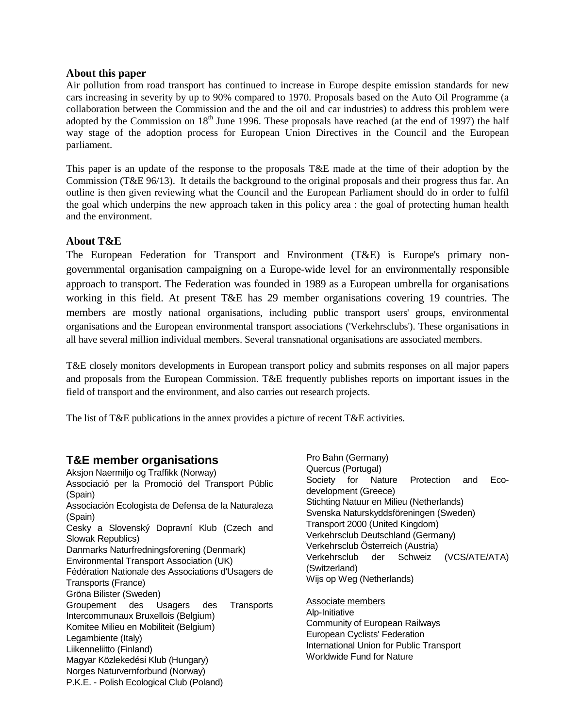### About this paper

Air pollution from road transport has continued to increase in Europe despite emission standards for new cars increasing in severity by up to 90% compared to 1970. Proposals based on the Auto Oil Programme (a collaboration between the Commission and the and the oil and car industries) to address this problem were adopted by the Commission on 18th June 1996. These proposals have reached (at the end of 1997) the half way stage of the adoption process for European Union Directives in the Council and the European parliament.

This paper is an update of the response to the proposals T&E made at the time of their adoption by the Commission (T&E 96/13). It details the background to the original proposals and their progress thus far. An outline is then given reviewing what the Council and the European Parliament should do in order to fulfil the goal which underpins the new approach taken in this policy area : the goal of protecting human health and the environment.

### About T&E

The European Federation for Transport and Environment (T&E) is Europe's primary non-governmental organisation campaigning on a Europe-wide level for an environmentally responsible approach to transport. The Federation was founded in 1989 as a European umbrella for organisations working in this field. At present T&E has 29 member organisations covering 19 countries. The members are mostly national organisations, including public transport users' groups, environmental organisations and the European environmental transport associations ('Verkehrsclubs'). These organisations in all have several million individual members. Several transnational organisations are associated members.

T&E closely monitors developments in European transport policy and submits responses on all major papers and proposals from the European Commission. T&E frequently publishes reports on important issues in the field of transport and the environment, and also carries out research projects.

The list of T&E publications in the annex provides a picture of recent T&E activities.

## T&E member organisations

Aksjon Naermiljo og Traffikk (Norway)
Associació per la Promoció del Transport Públic (Spain)
Associación Ecologista de Defensa de la Naturaleza (Spain)
Cesky a Slovenský Dopravní Klub (Czech and Slowak Republics)
Danmarks Naturfredningsforening (Denmark)
Environmental Transport Association (UK)
Fédération Nationale des Associations d'Usagers de Transports (France)
Gröna Bilister (Sweden)
Groupement des Usagers des Transports Intercommunaux Bruxellois (Belgium)
Komitee Milieu en Mobiliteit (Belgium)
Legambiente (Italy)
Liikenneliitto (Finland)
Magyar Közlekedési Klub (Hungary)
Norges Naturvernforbund (Norway)
P.K.E. - Polish Ecological Club (Poland)
Pro Bahn (Germany)
Quercus (Portugal)
Society for Nature Protection and Eco-development (Greece)
Stichting Natuur en Milieu (Netherlands)
Svenska Naturskyddsföreningen (Sweden)
Transport 2000 (United Kingdom)
Verkehrsclub Deutschland (Germany)
Verkehrsclub Österreich (Austria)
Verkehrsclub der Schweiz (VCS/ATE/ATA) (Switzerland)
Wijs op Weg (Netherlands)

Associate members

Alp-Initiative
Community of European Railways
European Cyclists' Federation
International Union for Public Transport
Worldwide Fund for Nature